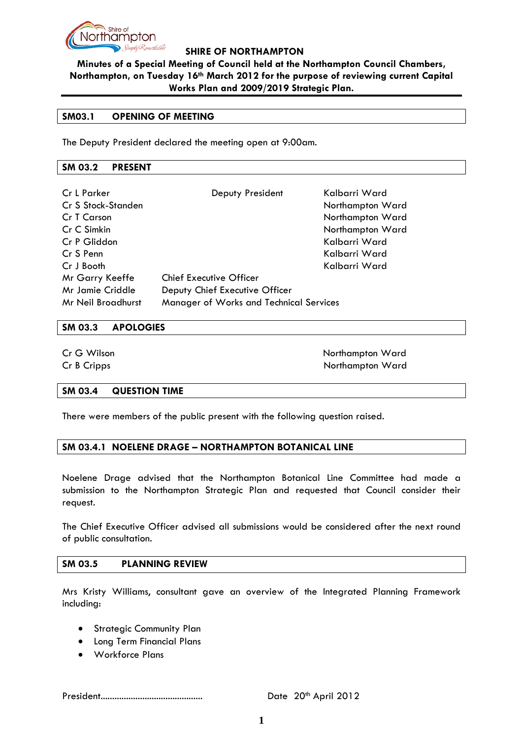**SHIRE OF NORTHAMPTON**

**Minutes of a Special Meeting of Council held at the Northampton Council Chambers, Northampton, on Tuesday 16th March 2012 for the purpose of reviewing current Capital Works Plan and 2009/2019 Strategic Plan.**

## SM03.1 OPENING OF MEETING

The Deputy President declared the meeting open at 9:00am.

## SM 03.2 PRESENT

| | | |
|---|---|---|
| Cr L Parker | Deputy President | Kalbarri Ward |
| Cr S Stock-Standen | | Northampton Ward |
| Cr T Carson | | Northampton Ward |
| Cr C Simkin | | Northampton Ward |
| Cr P Gliddon | | Kalbarri Ward |
| Cr S Penn | | Kalbarri Ward |
| Cr J Booth | | Kalbarri Ward |
| Mr Garry Keeffe | Chief Executive Officer | |
| Mr Jamie Criddle | Deputy Chief Executive Officer | |
| Mr Neil Broadhurst | Manager of Works and Technical Services | |

## SM 03.3 APOLOGIES

| | |
|---|---|
| Cr G Wilson | Northampton Ward |
| Cr B Cripps | Northampton Ward |

## SM 03.4 QUESTION TIME

There were members of the public present with the following question raised.

## SM 03.4.1 NOELENE DRAGE – NORTHAMPTON BOTANICAL LINE

Noelene Drage advised that the Northampton Botanical Line Committee had made a submission to the Northampton Strategic Plan and requested that Council consider their request.

The Chief Executive Officer advised all submissions would be considered after the next round of public consultation.

## SM 03.5 PLANNING REVIEW

Mrs Kristy Williams, consultant gave an overview of the Integrated Planning Framework including:

- Strategic Community Plan
- Long Term Financial Plans
- Workforce Plans

President........................................... Date 20th April 2012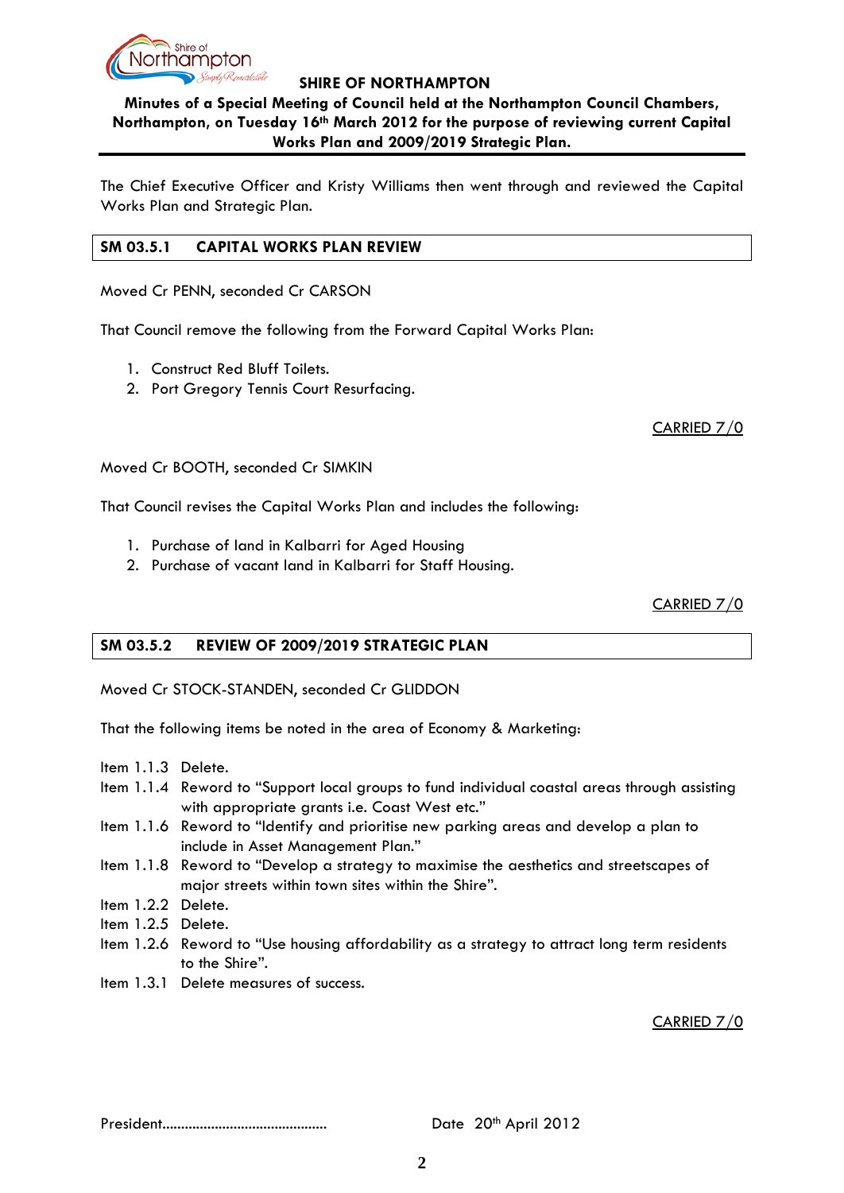The Chief Executive Officer and Kristy Williams then went through and reviewed the Capital Works Plan and Strategic Plan.

### SM 03.5.1 CAPITAL WORKS PLAN REVIEW

Moved Cr PENN, seconded Cr CARSON

That Council remove the following from the Forward Capital Works Plan:

1. Construct Red Bluff Toilets.
2. Port Gregory Tennis Court Resurfacing.

CARRIED 7/0

Moved Cr BOOTH, seconded Cr SIMKIN

That Council revises the Capital Works Plan and includes the following:

1. Purchase of land in Kalbarri for Aged Housing
2. Purchase of vacant land in Kalbarri for Staff Housing.

CARRIED 7/0

### SM 03.5.2 REVIEW OF 2009/2019 STRATEGIC PLAN

Moved Cr STOCK-STANDEN, seconded Cr GLIDDON

That the following items be noted in the area of Economy & Marketing:

Item 1.1.3 Delete.
Item 1.1.4 Reword to "Support local groups to fund individual coastal areas through assisting with appropriate grants i.e. Coast West etc."
Item 1.1.6 Reword to "Identify and prioritise new parking areas and develop a plan to include in Asset Management Plan."
Item 1.1.8 Reword to "Develop a strategy to maximise the aesthetics and streetscapes of major streets within town sites within the Shire".
Item 1.2.2 Delete.
Item 1.2.5 Delete.
Item 1.2.6 Reword to "Use housing affordability as a strategy to attract long term residents to the Shire".
Item 1.3.1 Delete measures of success.

CARRIED 7/0

President........................................... Date 20th April 2012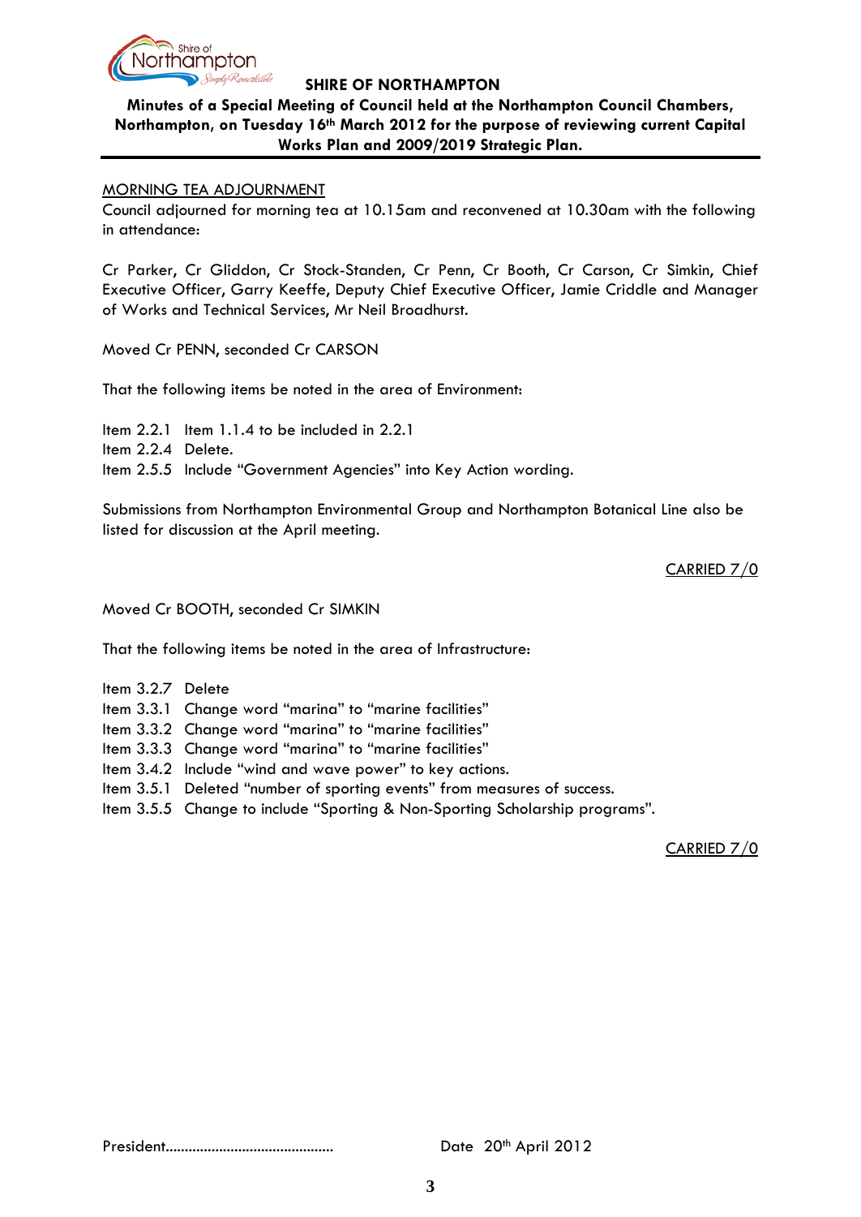MORNING TEA ADJOURNMENT

Council adjourned for morning tea at 10.15am and reconvened at 10.30am with the following in attendance:

Cr Parker, Cr Gliddon, Cr Stock-Standen, Cr Penn, Cr Booth, Cr Carson, Cr Simkin, Chief Executive Officer, Garry Keeffe, Deputy Chief Executive Officer, Jamie Criddle and Manager of Works and Technical Services, Mr Neil Broadhurst.

Moved Cr PENN, seconded Cr CARSON

That the following items be noted in the area of Environment:

Item 2.2.1 Item 1.1.4 to be included in 2.2.1
Item 2.2.4 Delete.
Item 2.5.5 Include "Government Agencies" into Key Action wording.

Submissions from Northampton Environmental Group and Northampton Botanical Line also be listed for discussion at the April meeting.

CARRIED 7/0

Moved Cr BOOTH, seconded Cr SIMKIN

That the following items be noted in the area of Infrastructure:

Item 3.2.7 Delete
Item 3.3.1 Change word "marina" to "marine facilities"
Item 3.3.2 Change word "marina" to "marine facilities"
Item 3.3.3 Change word "marina" to "marine facilities"
Item 3.4.2 Include "wind and wave power" to key actions.
Item 3.5.1 Deleted "number of sporting events" from measures of success.
Item 3.5.5 Change to include "Sporting & Non-Sporting Scholarship programs".

CARRIED 7/0

President…………………………………… Date 20th April 2012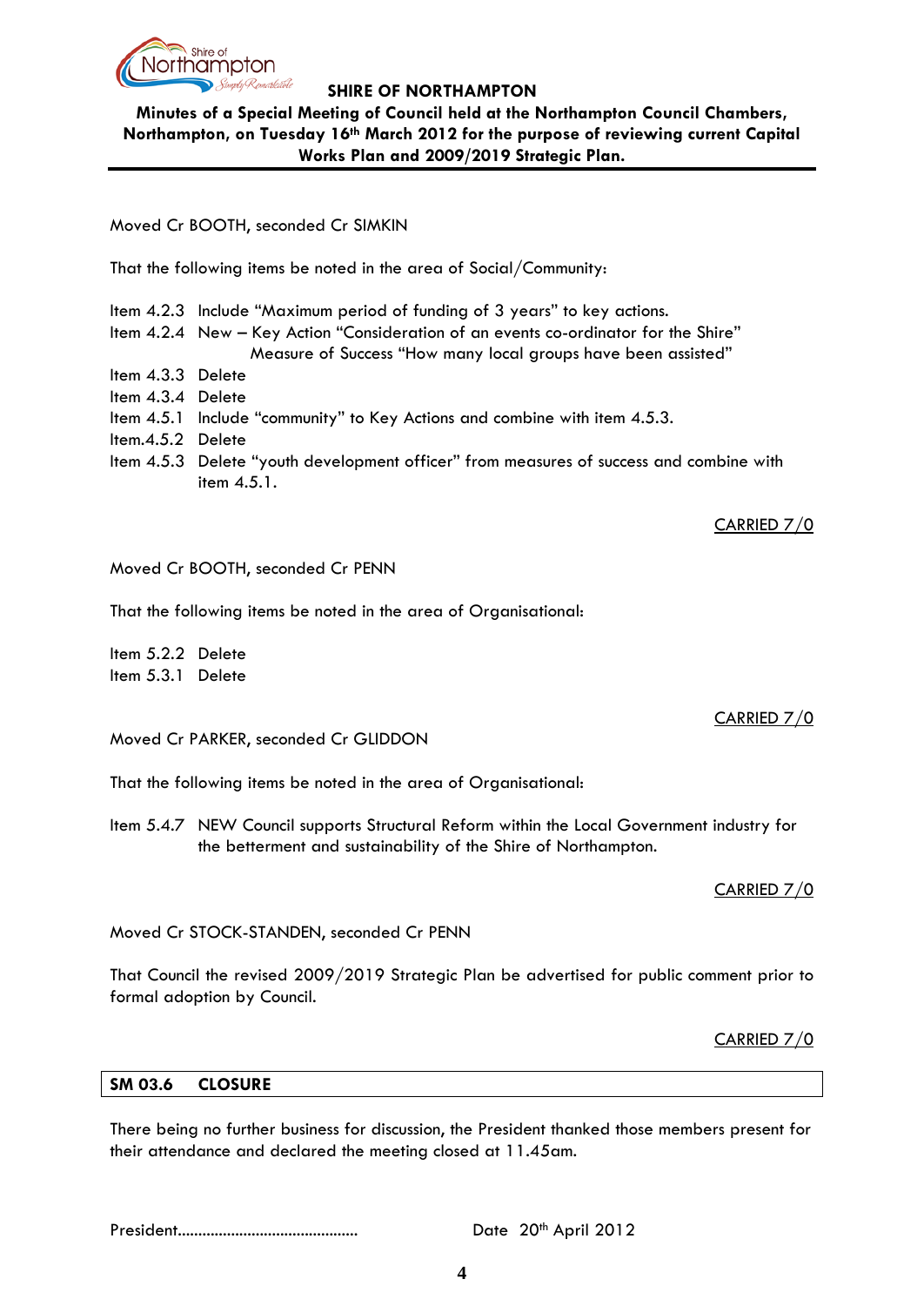Moved Cr BOOTH, seconded Cr SIMKIN

That the following items be noted in the area of Social/Community:

Item 4.2.3 Include "Maximum period of funding of 3 years" to key actions.
Item 4.2.4 New – Key Action "Consideration of an events co-ordinator for the Shire"
Measure of Success "How many local groups have been assisted"
Item 4.3.3 Delete
Item 4.3.4 Delete
Item 4.5.1 Include "community" to Key Actions and combine with item 4.5.3.
Item.4.5.2 Delete
Item 4.5.3 Delete "youth development officer" from measures of success and combine with item 4.5.1.

CARRIED 7/0

Moved Cr BOOTH, seconded Cr PENN

That the following items be noted in the area of Organisational:

Item 5.2.2 Delete
Item 5.3.1 Delete

CARRIED 7/0

Moved Cr PARKER, seconded Cr GLIDDON

That the following items be noted in the area of Organisational:

Item 5.4.7 NEW Council supports Structural Reform within the Local Government industry for the betterment and sustainability of the Shire of Northampton.

CARRIED 7/0

Moved Cr STOCK-STANDEN, seconded Cr PENN

That Council the revised 2009/2019 Strategic Plan be advertised for public comment prior to formal adoption by Council.

CARRIED 7/0

**SM 03.6 CLOSURE**

There being no further business for discussion, the President thanked those members present for their attendance and declared the meeting closed at 11.45am.

President………………………………………  Date 20th April 2012